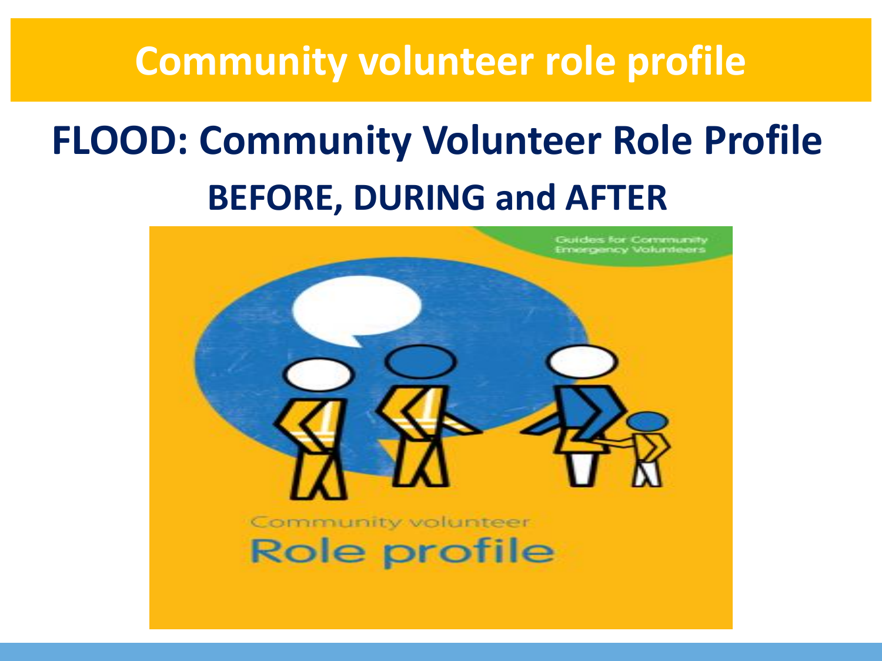# Community volunteer role profile

## FLOOD: Community Volunteer Role Profile

### BEFORE, DURING and AFTER

Guides for Community Emergency Volunteers

Community volunteer

Role profile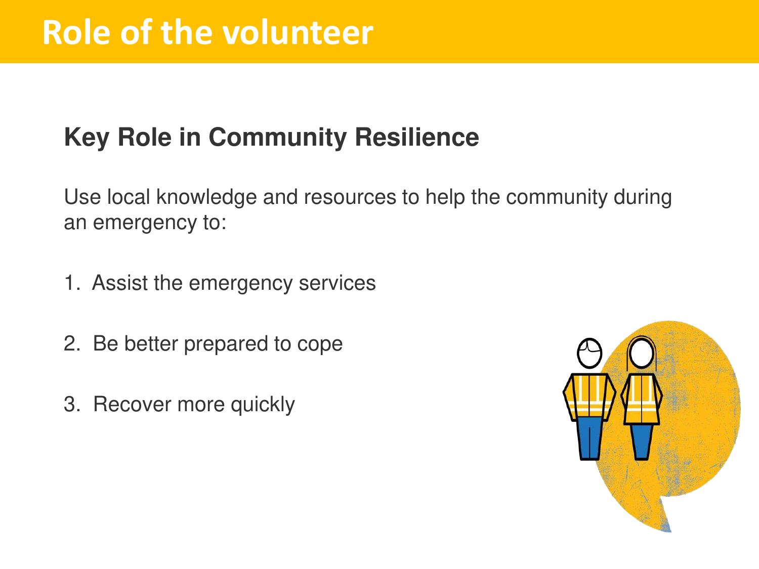# Role of the volunteer

## Key Role in Community Resilience

Use local knowledge and resources to help the community during an emergency to:

1. Assist the emergency services
2. Be better prepared to cope
3. Recover more quickly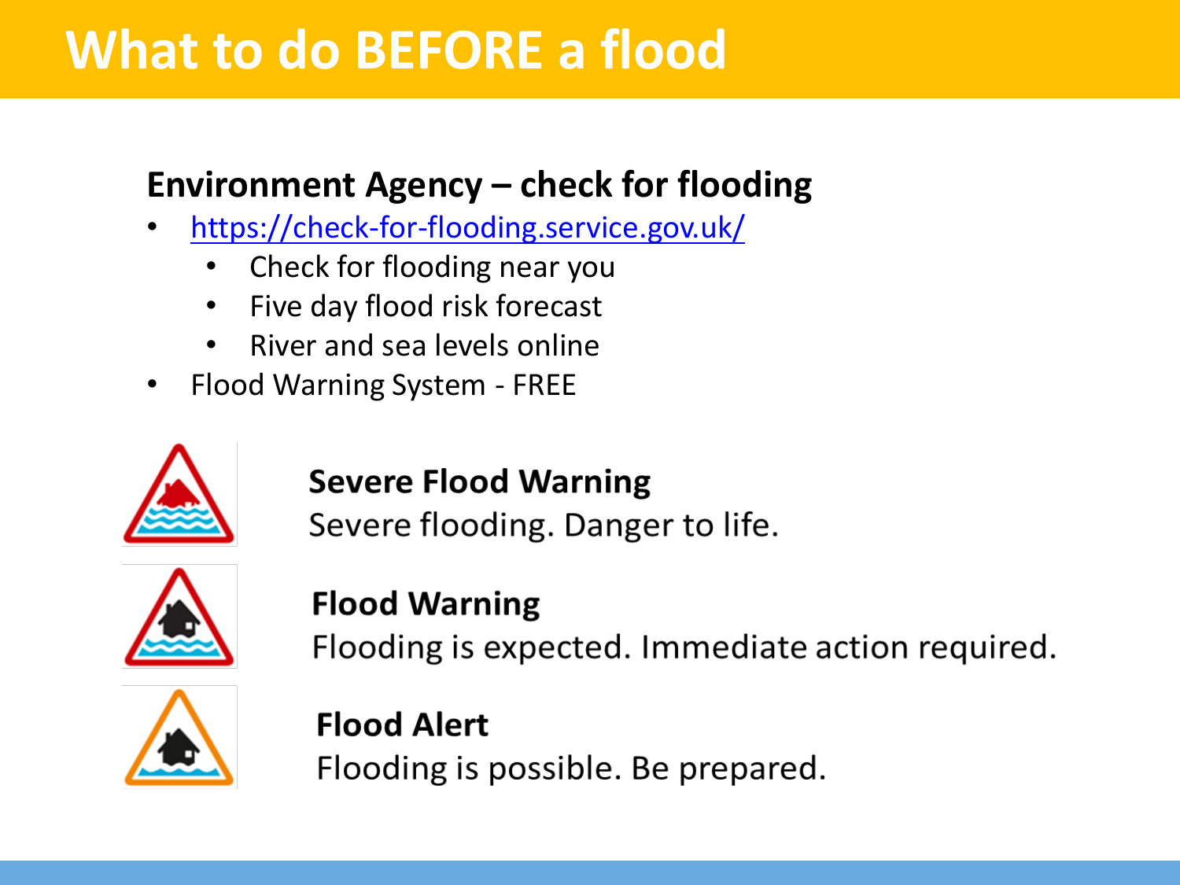# What to do BEFORE a flood

## Environment Agency – check for flooding

- https://check-for-flooding.service.gov.uk/
  - Check for flooding near you
  - Five day flood risk forecast
  - River and sea levels online
- Flood Warning System - FREE

**Severe Flood Warning**
Severe flooding. Danger to life.

**Flood Warning**
Flooding is expected. Immediate action required.

**Flood Alert**
Flooding is possible. Be prepared.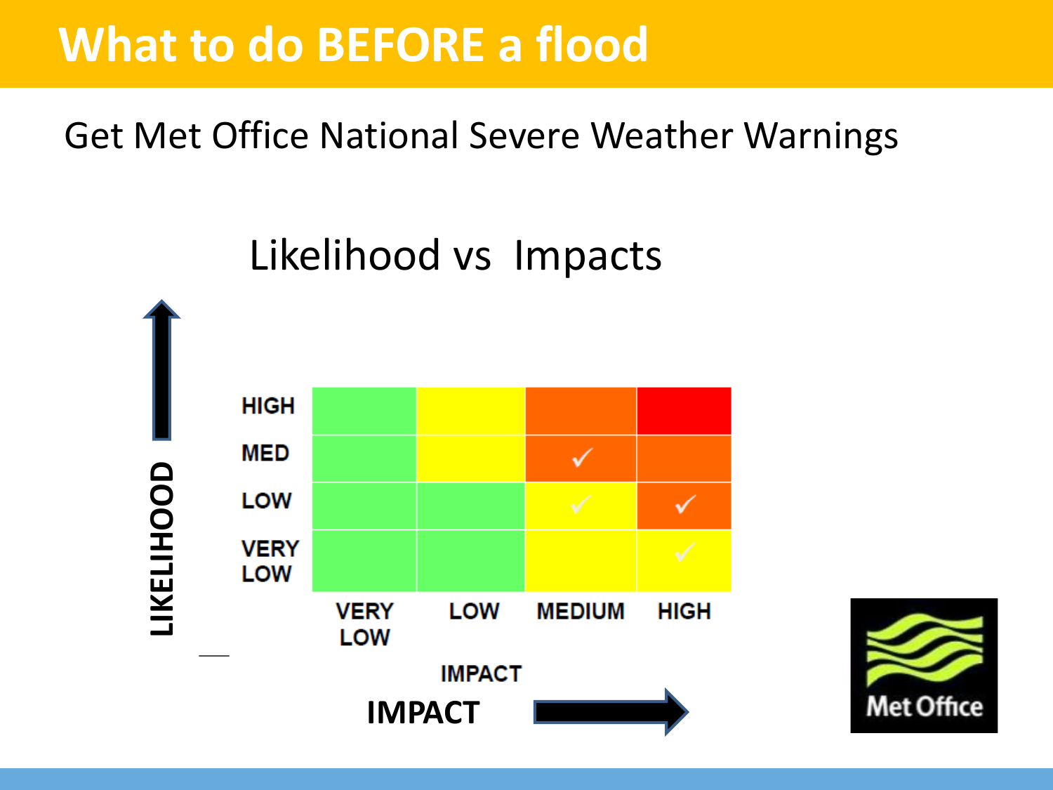# What to do BEFORE a flood

Get Met Office National Severe Weather Warnings

## Likelihood vs Impacts

| LIKELIHOOD | VERY LOW | LOW | MEDIUM | HIGH |
|---|---|---|---|---|
| HIGH | | | | |
| MED | | | ✓ | |
| LOW | | | ✓ | ✓ |
| VERY LOW | | | | ✓ |

IMPACT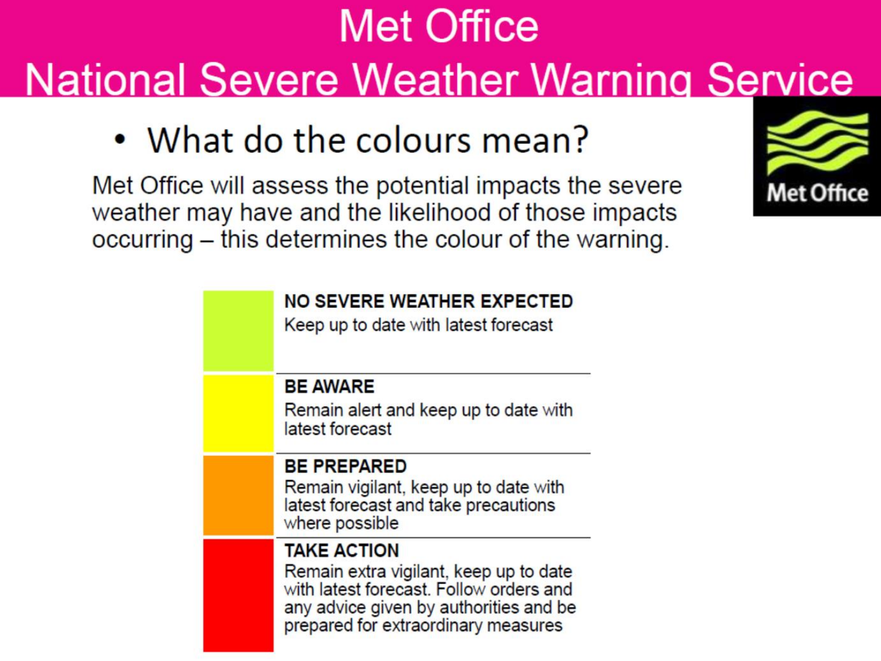# Met Office
# National Severe Weather Warning Service

- What do the colours mean?

Met Office will assess the potential impacts the severe weather may have and the likelihood of those impacts occurring – this determines the colour of the warning.

| Colour | Meaning |
| --- | --- |
| Green | **NO SEVERE WEATHER EXPECTED** Keep up to date with latest forecast |
| Yellow | **BE AWARE** Remain alert and keep up to date with latest forecast |
| Amber | **BE PREPARED** Remain vigilant, keep up to date with latest forecast and take precautions where possible |
| Red | **TAKE ACTION** Remain extra vigilant, keep up to date with latest forecast. Follow orders and any advice given by authorities and be prepared for extraordinary measures |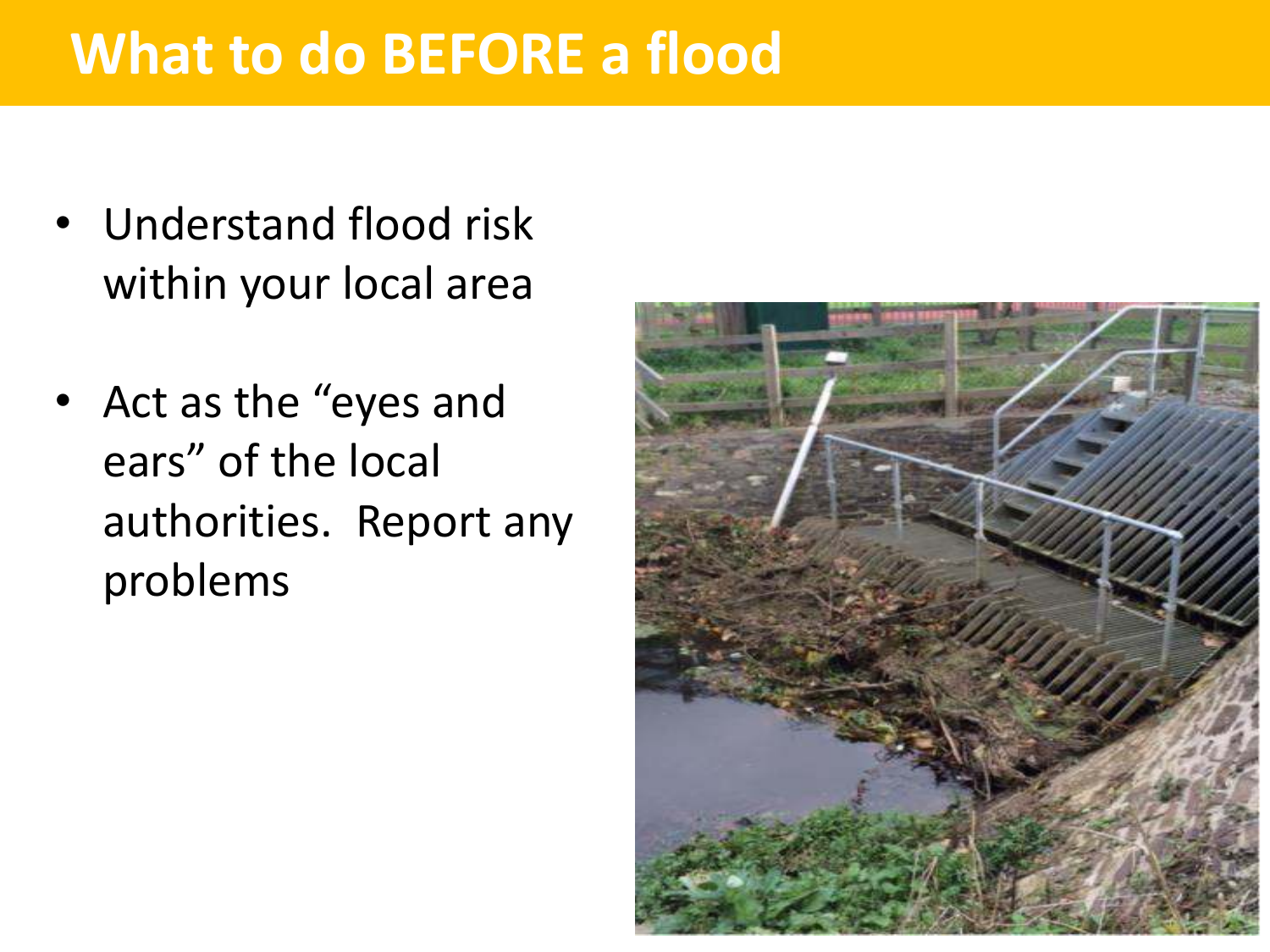# What to do BEFORE a flood

- Understand flood risk within your local area
- Act as the "eyes and ears" of the local authorities. Report any problems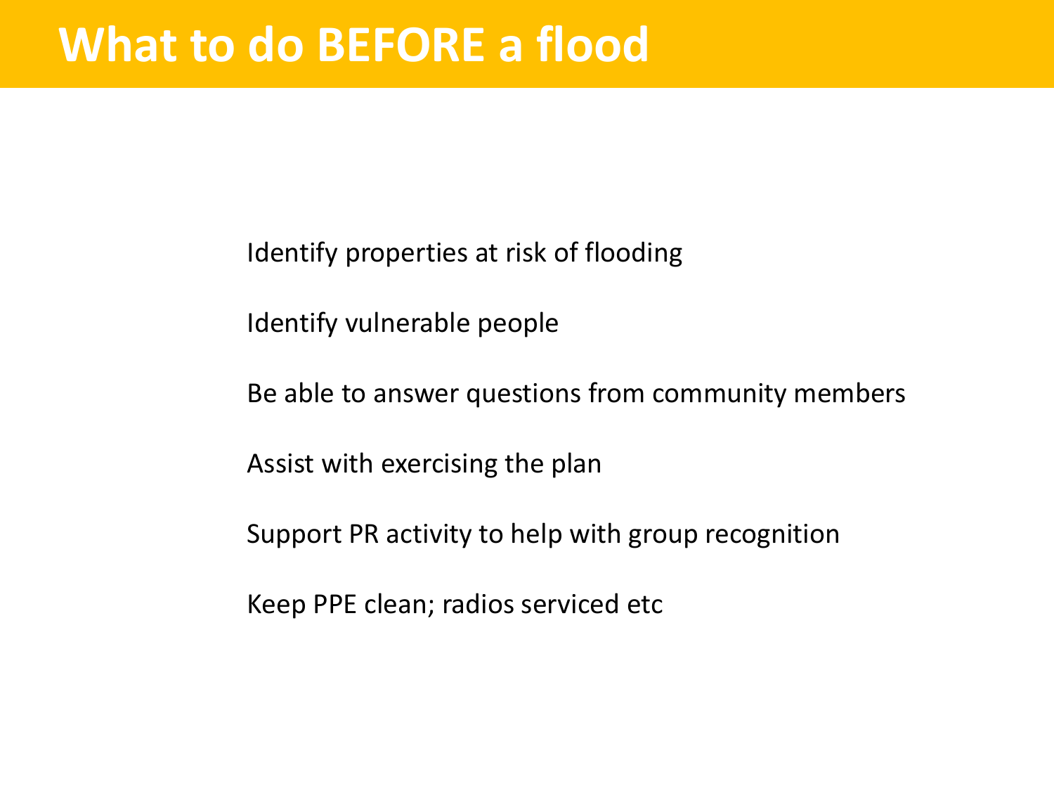# What to do BEFORE a flood

Identify properties at risk of flooding

Identify vulnerable people

Be able to answer questions from community members

Assist with exercising the plan

Support PR activity to help with group recognition

Keep PPE clean; radios serviced etc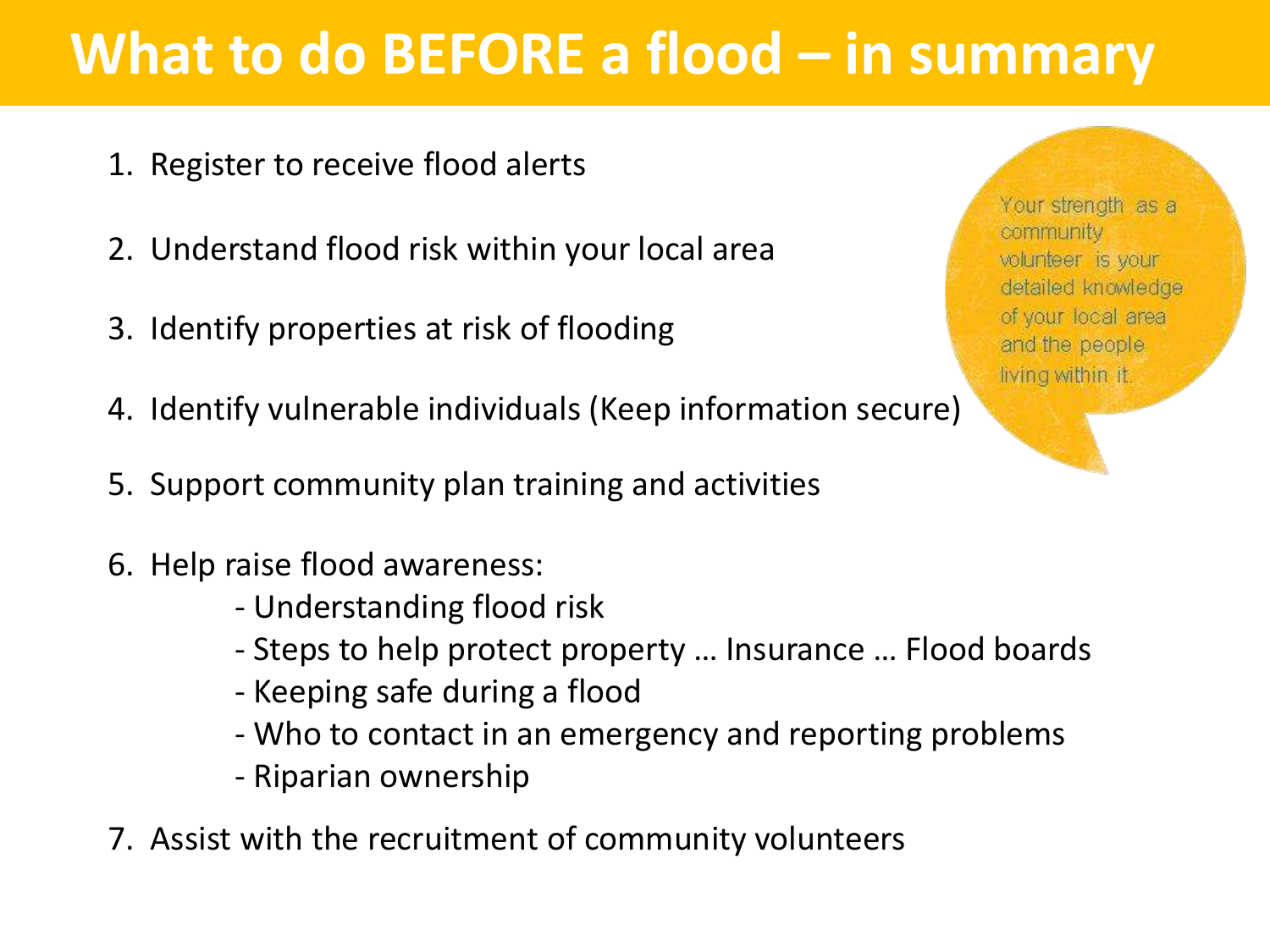# What to do BEFORE a flood – in summary

1. Register to receive flood alerts
2. Understand flood risk within your local area
3. Identify properties at risk of flooding
4. Identify vulnerable individuals (Keep information secure)
5. Support community plan training and activities
6. Help raise flood awareness:
   - Understanding flood risk
   - Steps to help protect property … Insurance … Flood boards
   - Keeping safe during a flood
   - Who to contact in an emergency and reporting problems
   - Riparian ownership
7. Assist with the recruitment of community volunteers

Your strength as a community volunteer is your detailed knowledge of your local area and the people living within it.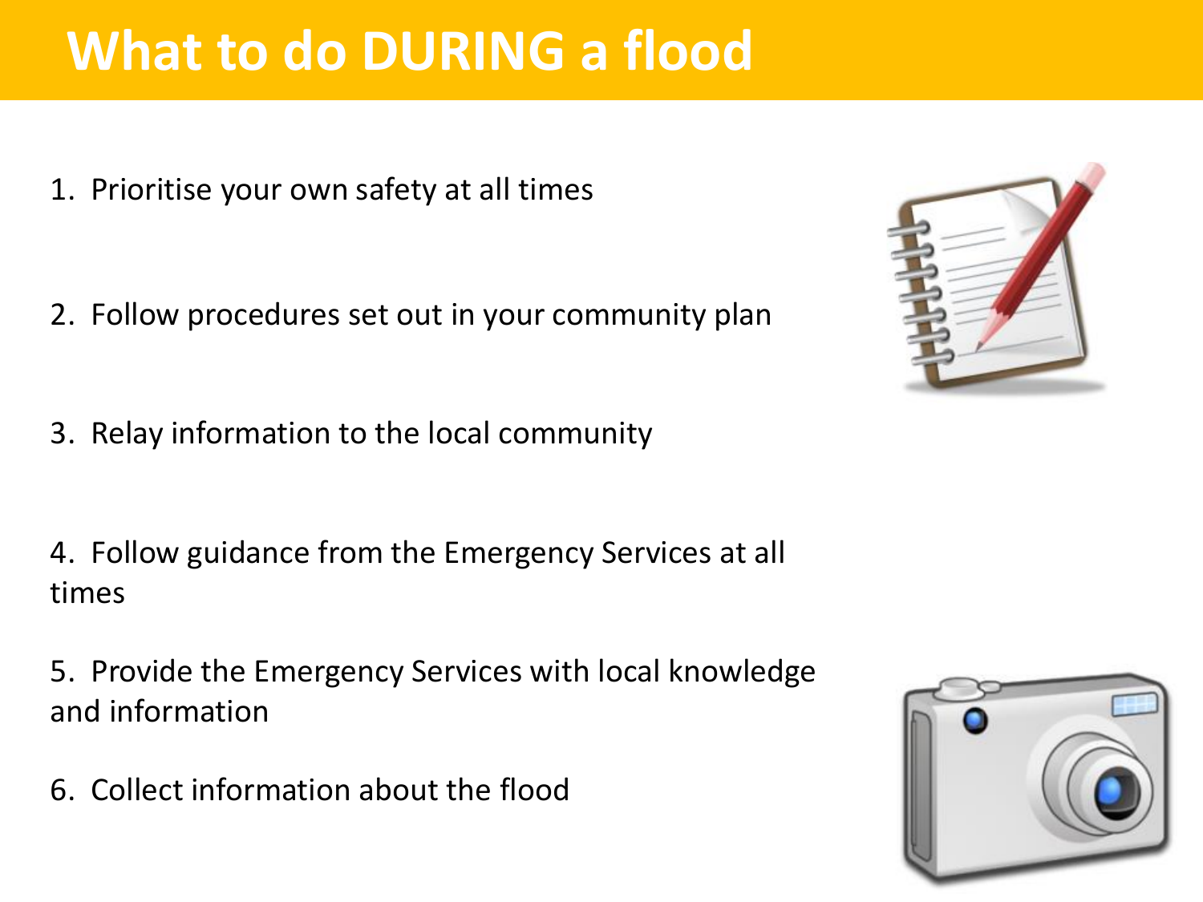# What to do DURING a flood

1. Prioritise your own safety at all times

2. Follow procedures set out in your community plan

3. Relay information to the local community

4. Follow guidance from the Emergency Services at all times

5. Provide the Emergency Services with local knowledge and information

6. Collect information about the flood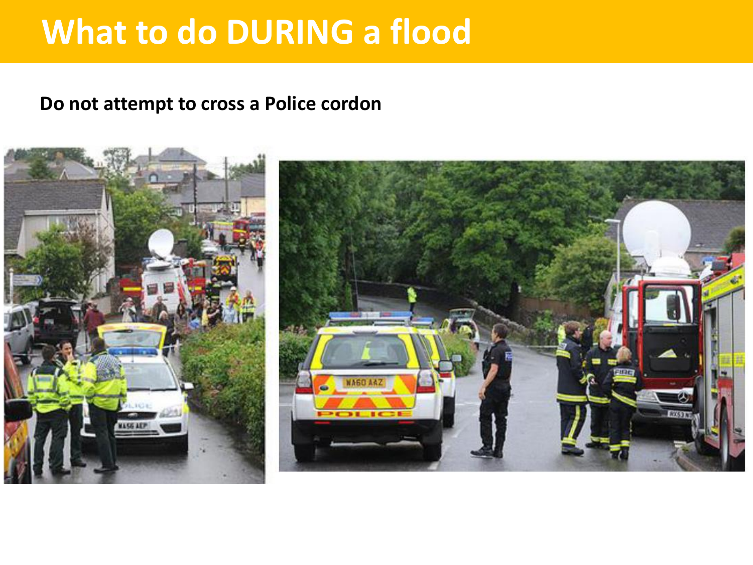# What to do DURING a flood

**Do not attempt to cross a Police cordon**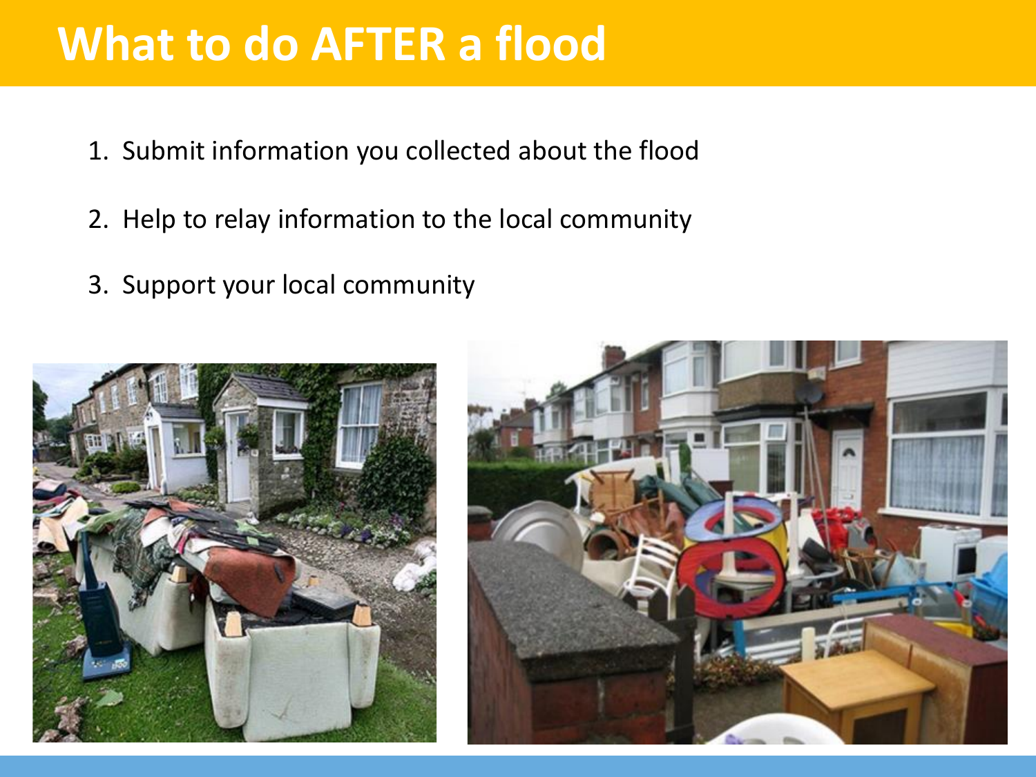# What to do AFTER a flood

1. Submit information you collected about the flood
2. Help to relay information to the local community
3. Support your local community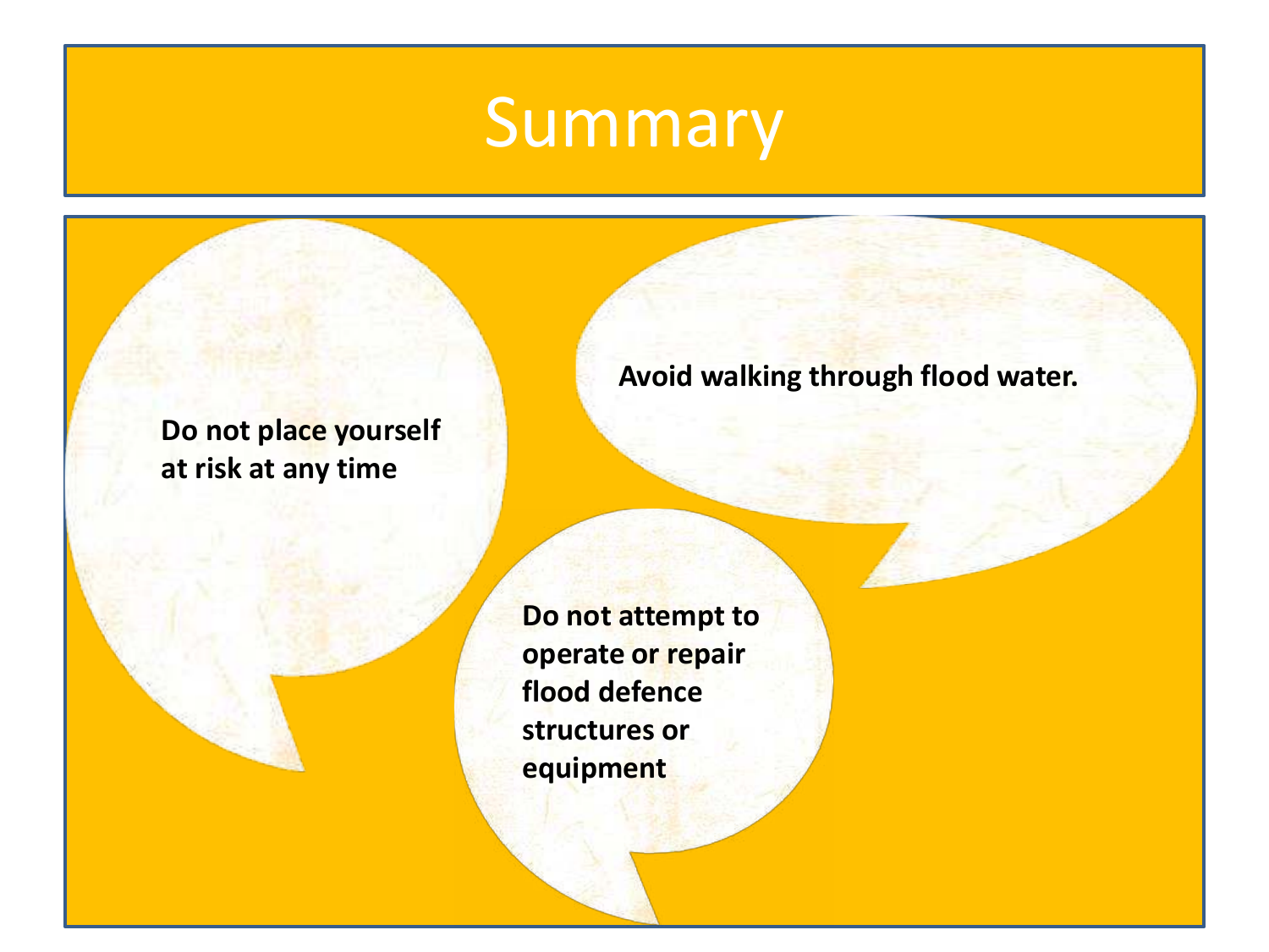# Summary

Do not place yourself at risk at any time

Avoid walking through flood water.

Do not attempt to operate or repair flood defence structures or equipment